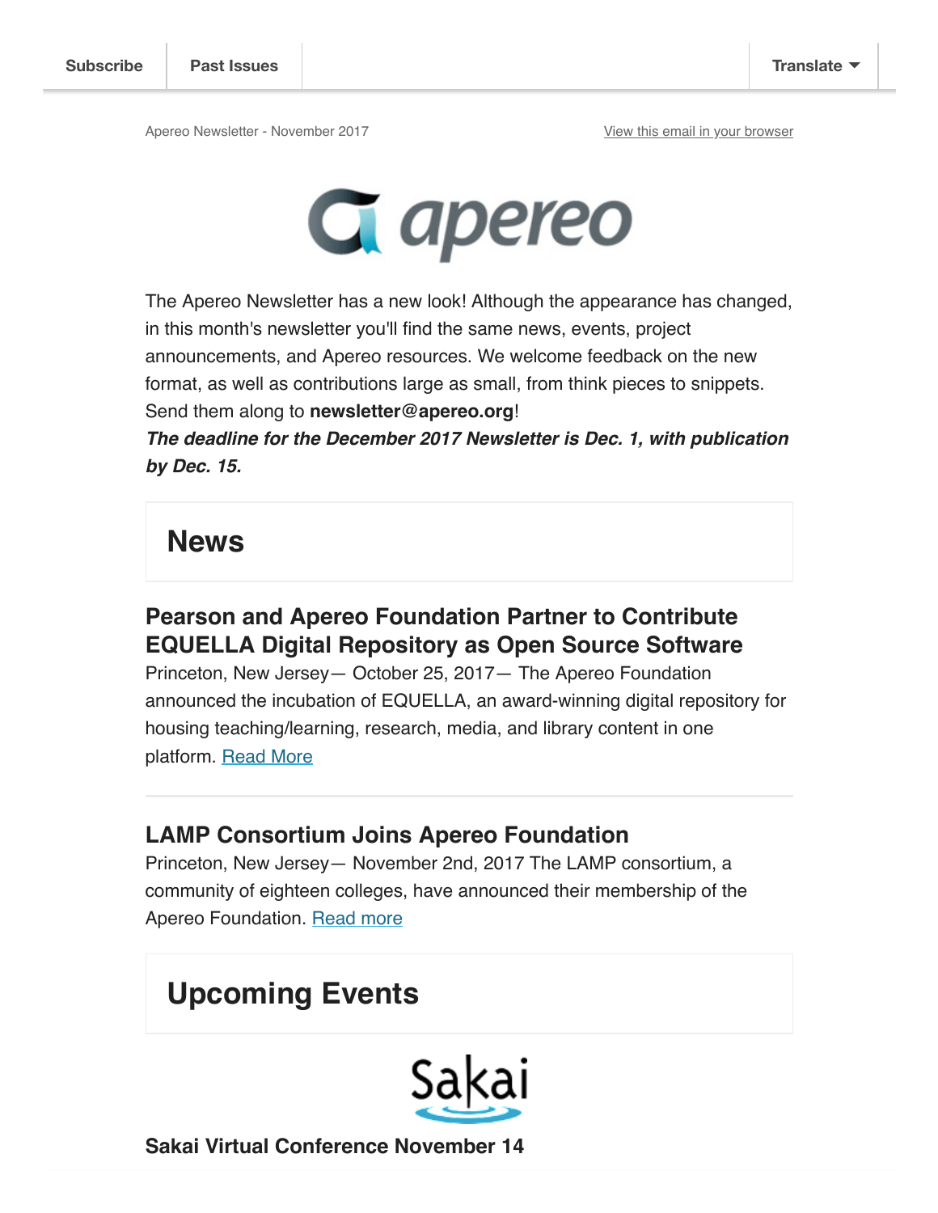Subscribe | Past Issues | Translate

Apereo Newsletter - November 2017

View this email in your browser

The Apereo Newsletter has a new look! Although the appearance has changed, in this month's newsletter you'll find the same news, events, project announcements, and Apereo resources. We welcome feedback on the new format, as well as contributions large as small, from think pieces to snippets. Send them along to **newsletter@apereo.org**!

***The deadline for the December 2017 Newsletter is Dec. 1, with publication by Dec. 15.***

# News

### Pearson and Apereo Foundation Partner to Contribute EQUELLA Digital Repository as Open Source Software

Princeton, New Jersey— October 25, 2017— The Apereo Foundation announced the incubation of EQUELLA, an award-winning digital repository for housing teaching/learning, research, media, and library content in one platform. Read More

---

### LAMP Consortium Joins Apereo Foundation

Princeton, New Jersey— November 2nd, 2017 The LAMP consortium, a community of eighteen colleges, have announced their membership of the Apereo Foundation. Read more

# Upcoming Events

### Sakai Virtual Conference November 14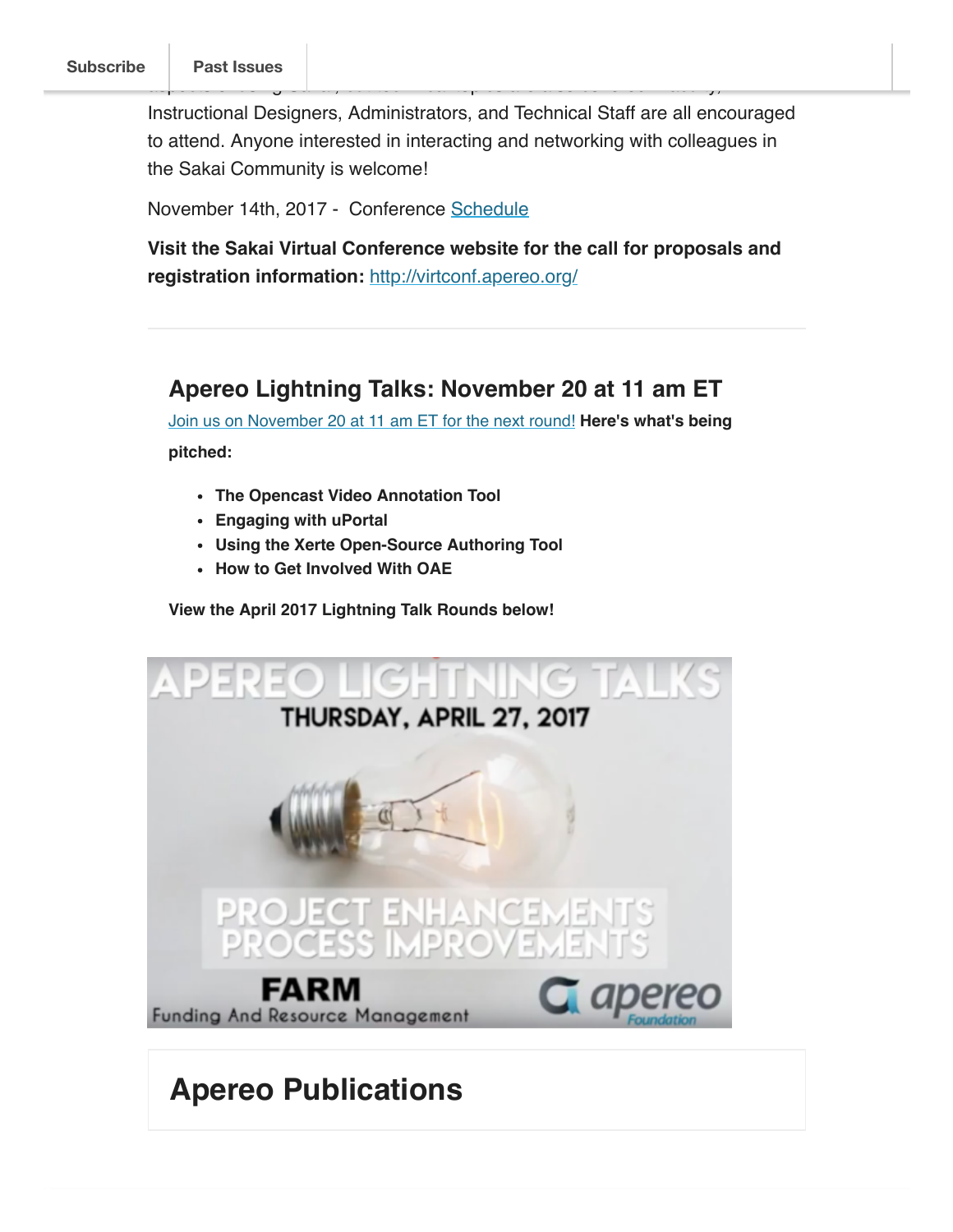Instructional Designers, Administrators, and Technical Staff are all encouraged to attend. Anyone interested in interacting and networking with colleagues in the Sakai Community is welcome!

November 14th, 2017 - Conference [Schedule]

**Visit the Sakai Virtual Conference website for the call for proposals and registration information:** [http://virtconf.apereo.org/](http://virtconf.apereo.org/)

### Apereo Lightning Talks: November 20 at 11 am ET

[Join us on November 20 at 11 am ET for the next round!] **Here's what's being pitched:**

- **The Opencast Video Annotation Tool**
- **Engaging with uPortal**
- **Using the Xerte Open-Source Authoring Tool**
- **How to Get Involved With OAE**

**View the April 2017 Lightning Talk Rounds below!**

## Apereo Publications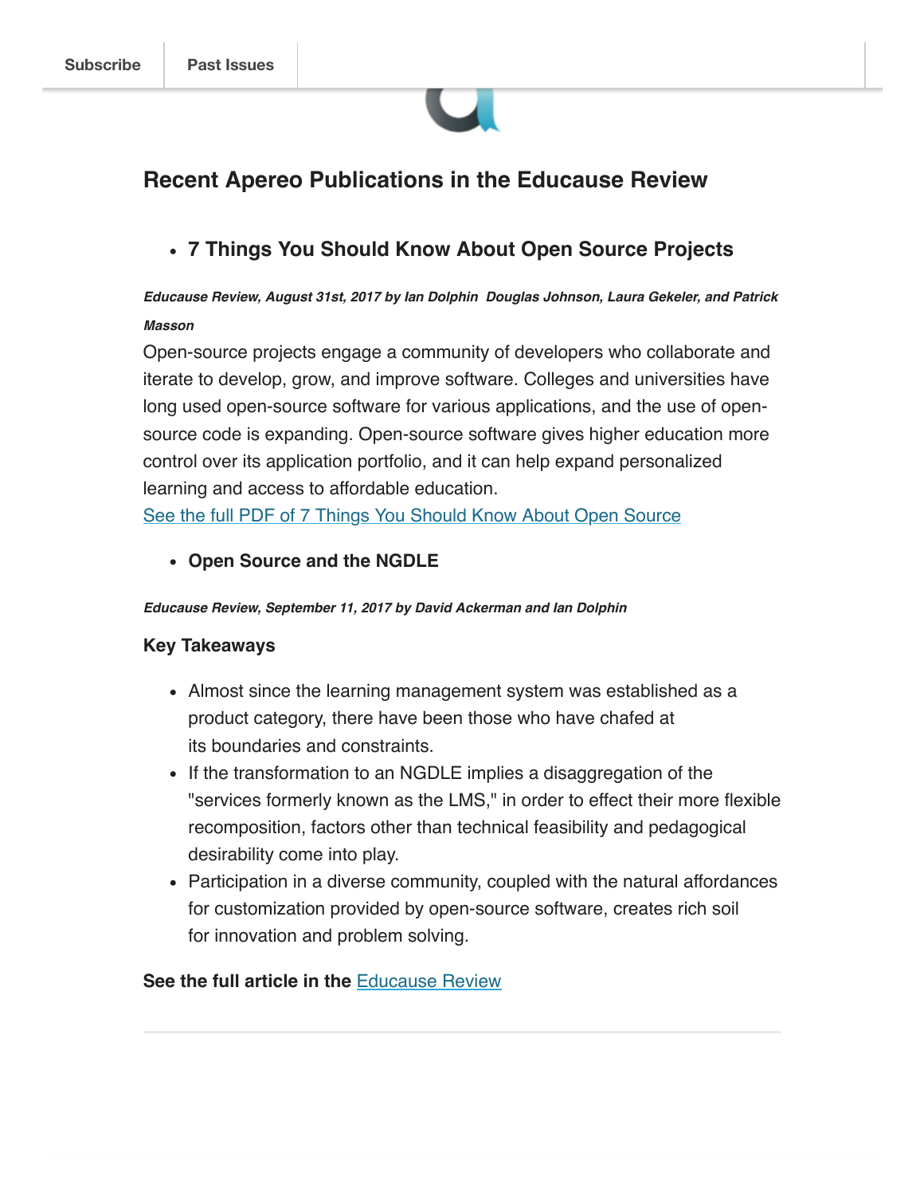## Recent Apereo Publications in the Educause Review

- **7 Things You Should Know About Open Source Projects**

***Educause Review, August 31st, 2017 by Ian Dolphin  Douglas Johnson, Laura Gekeler, and Patrick Masson***

Open-source projects engage a community of developers who collaborate and iterate to develop, grow, and improve software. Colleges and universities have long used open-source software for various applications, and the use of open-source code is expanding. Open-source software gives higher education more control over its application portfolio, and it can help expand personalized learning and access to affordable education.
See the full PDF of 7 Things You Should Know About Open Source

- **Open Source and the NGDLE**

***Educause Review, September 11, 2017 by David Ackerman and Ian Dolphin***

**Key Takeaways**

- Almost since the learning management system was established as a product category, there have been those who have chafed at its boundaries and constraints.
- If the transformation to an NGDLE implies a disaggregation of the "services formerly known as the LMS," in order to effect their more flexible recomposition, factors other than technical feasibility and pedagogical desirability come into play.
- Participation in a diverse community, coupled with the natural affordances for customization provided by open-source software, creates rich soil for innovation and problem solving.

**See the full article in the** Educause Review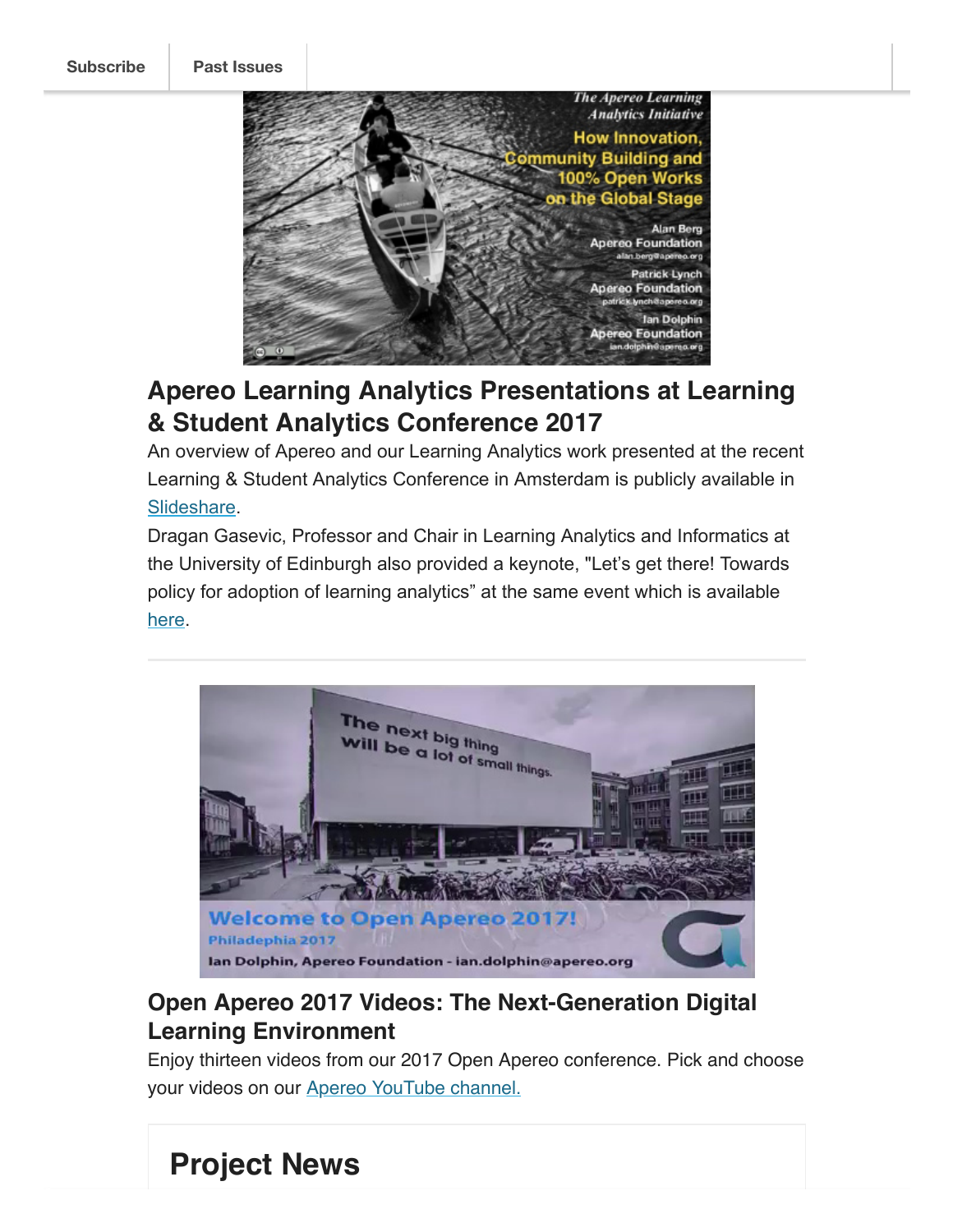Subscribe | Past Issues

## Apereo Learning Analytics Presentations at Learning & Student Analytics Conference 2017

An overview of Apereo and our Learning Analytics work presented at the recent Learning & Student Analytics Conference in Amsterdam is publicly available in Slideshare.

Dragan Gasevic, Professor and Chair in Learning Analytics and Informatics at the University of Edinburgh also provided a keynote, "Let's get there! Towards policy for adoption of learning analytics" at the same event which is available here.

## Open Apereo 2017 Videos: The Next-Generation Digital Learning Environment

Enjoy thirteen videos from our 2017 Open Apereo conference. Pick and choose your videos on our Apereo YouTube channel.

# Project News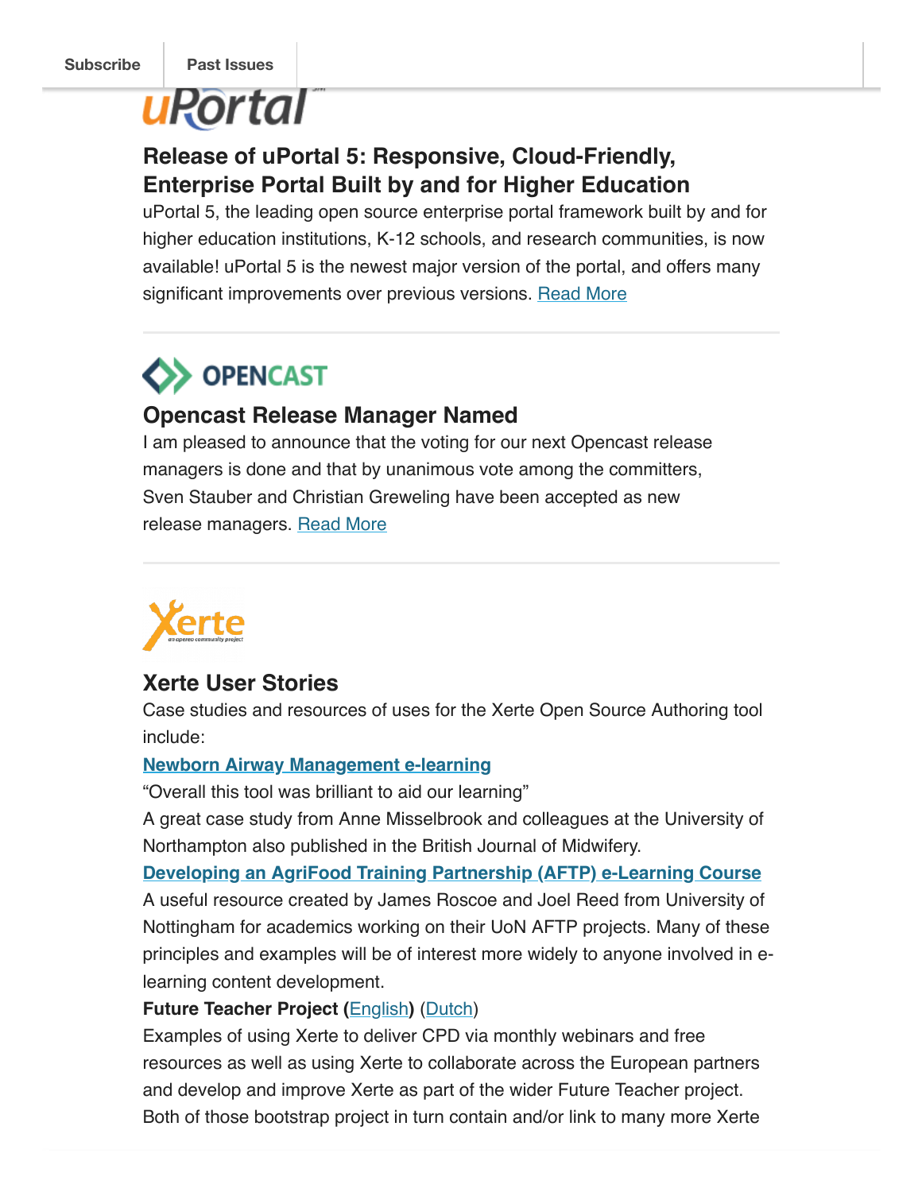Subscribe | Past Issues

## Release of uPortal 5: Responsive, Cloud-Friendly, Enterprise Portal Built by and for Higher Education

uPortal 5, the leading open source enterprise portal framework built by and for higher education institutions, K-12 schools, and research communities, is now available! uPortal 5 is the newest major version of the portal, and offers many significant improvements over previous versions. [Read More]

---

## Opencast Release Manager Named

I am pleased to announce that the voting for our next Opencast release managers is done and that by unanimous vote among the committers, Sven Stauber and Christian Greweling have been accepted as new release managers. [Read More]

---

## Xerte User Stories

Case studies and resources of uses for the Xerte Open Source Authoring tool include:

**[Newborn Airway Management e-learning]**

“Overall this tool was brilliant to aid our learning”

A great case study from Anne Misselbrook and colleagues at the University of Northampton also published in the British Journal of Midwifery.

**[Developing an AgriFood Training Partnership (AFTP) e-Learning Course]**

A useful resource created by James Roscoe and Joel Reed from University of Nottingham for academics working on their UoN AFTP projects. Many of these principles and examples will be of interest more widely to anyone involved in e-learning content development.

**Future Teacher Project ([English]) ([Dutch])**

Examples of using Xerte to deliver CPD via monthly webinars and free resources as well as using Xerte to collaborate across the European partners and develop and improve Xerte as part of the wider Future Teacher project. Both of those bootstrap project in turn contain and/or link to many more Xerte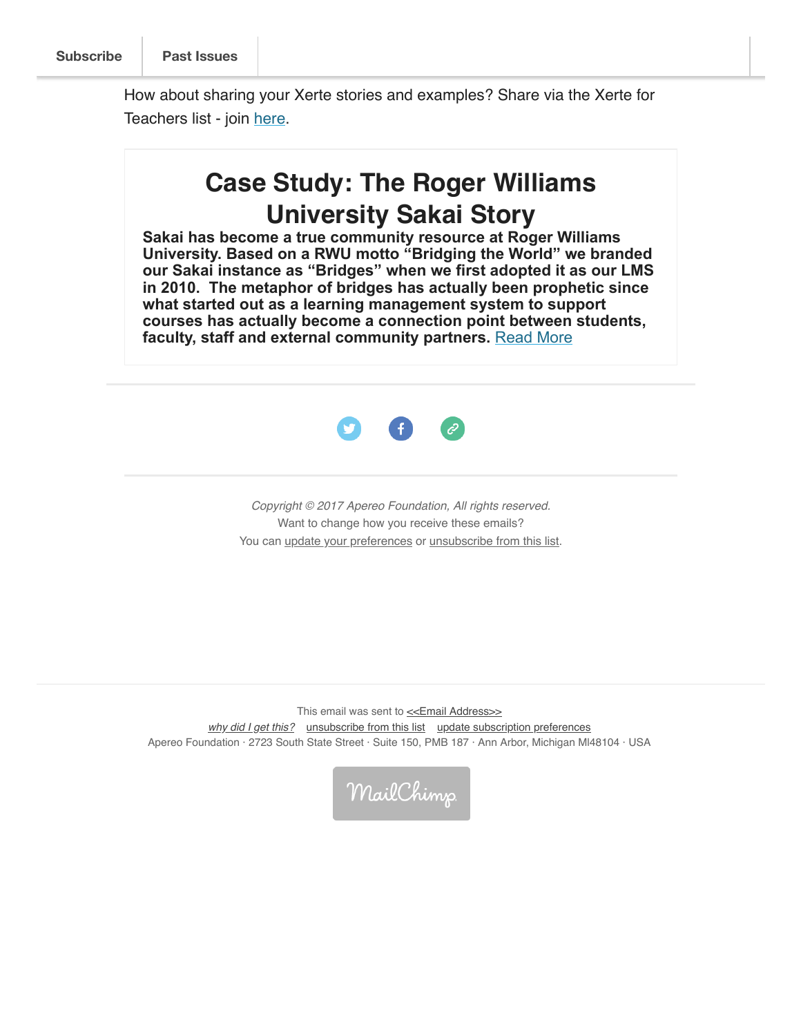Subscribe | Past Issues

How about sharing your Xerte stories and examples? Share via the Xerte for Teachers list - join here.

## Case Study: The Roger Williams University Sakai Story

**Sakai has become a true community resource at Roger Williams University. Based on a RWU motto "Bridging the World" we branded our Sakai instance as "Bridges" when we first adopted it as our LMS in 2010. The metaphor of bridges has actually been prophetic since what started out as a learning management system to support courses has actually become a connection point between students, faculty, staff and external community partners.** Read More

*Copyright © 2017 Apereo Foundation, All rights reserved.*

Want to change how you receive these emails?

You can update your preferences or unsubscribe from this list.

This email was sent to <<Email Address>>

*why did I get this?* unsubscribe from this list update subscription preferences

Apereo Foundation · 2723 South State Street · Suite 150, PMB 187 · Ann Arbor, Michigan MI48104 · USA

MailChimp